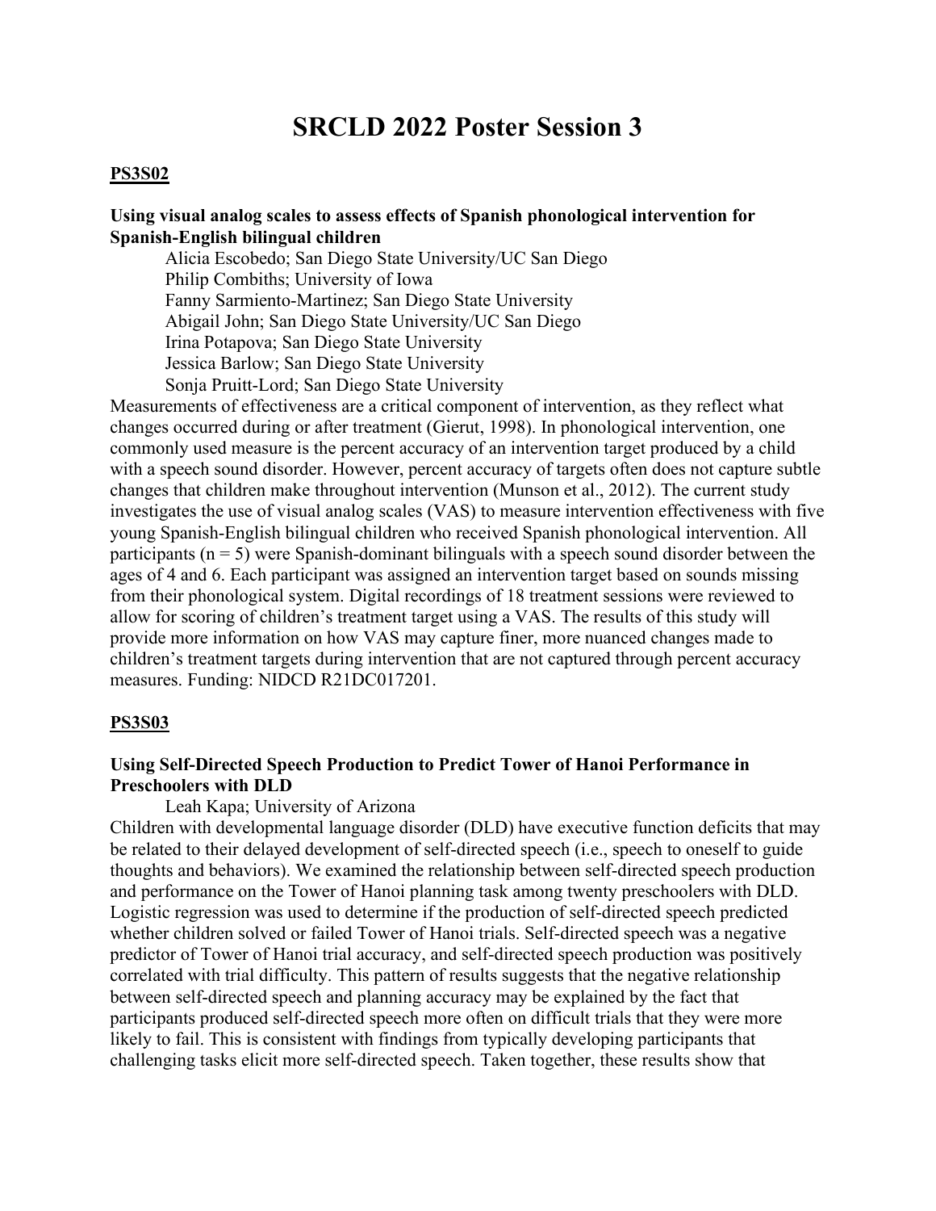# SRCLD 2022 Poster Session 3

## PS3S02

**Using visual analog scales to assess effects of Spanish phonological intervention for Spanish-English bilingual children**

Alicia Escobedo; San Diego State University/UC San Diego
Philip Combiths; University of Iowa
Fanny Sarmiento-Martinez; San Diego State University
Abigail John; San Diego State University/UC San Diego
Irina Potapova; San Diego State University
Jessica Barlow; San Diego State University
Sonja Pruitt-Lord; San Diego State University

Measurements of effectiveness are a critical component of intervention, as they reflect what changes occurred during or after treatment (Gierut, 1998). In phonological intervention, one commonly used measure is the percent accuracy of an intervention target produced by a child with a speech sound disorder. However, percent accuracy of targets often does not capture subtle changes that children make throughout intervention (Munson et al., 2012). The current study investigates the use of visual analog scales (VAS) to measure intervention effectiveness with five young Spanish-English bilingual children who received Spanish phonological intervention. All participants (n = 5) were Spanish-dominant bilinguals with a speech sound disorder between the ages of 4 and 6. Each participant was assigned an intervention target based on sounds missing from their phonological system. Digital recordings of 18 treatment sessions were reviewed to allow for scoring of children's treatment target using a VAS. The results of this study will provide more information on how VAS may capture finer, more nuanced changes made to children's treatment targets during intervention that are not captured through percent accuracy measures. Funding: NIDCD R21DC017201.

## PS3S03

**Using Self-Directed Speech Production to Predict Tower of Hanoi Performance in Preschoolers with DLD**

Leah Kapa; University of Arizona

Children with developmental language disorder (DLD) have executive function deficits that may be related to their delayed development of self-directed speech (i.e., speech to oneself to guide thoughts and behaviors). We examined the relationship between self-directed speech production and performance on the Tower of Hanoi planning task among twenty preschoolers with DLD. Logistic regression was used to determine if the production of self-directed speech predicted whether children solved or failed Tower of Hanoi trials. Self-directed speech was a negative predictor of Tower of Hanoi trial accuracy, and self-directed speech production was positively correlated with trial difficulty. This pattern of results suggests that the negative relationship between self-directed speech and planning accuracy may be explained by the fact that participants produced self-directed speech more often on difficult trials that they were more likely to fail. This is consistent with findings from typically developing participants that challenging tasks elicit more self-directed speech. Taken together, these results show that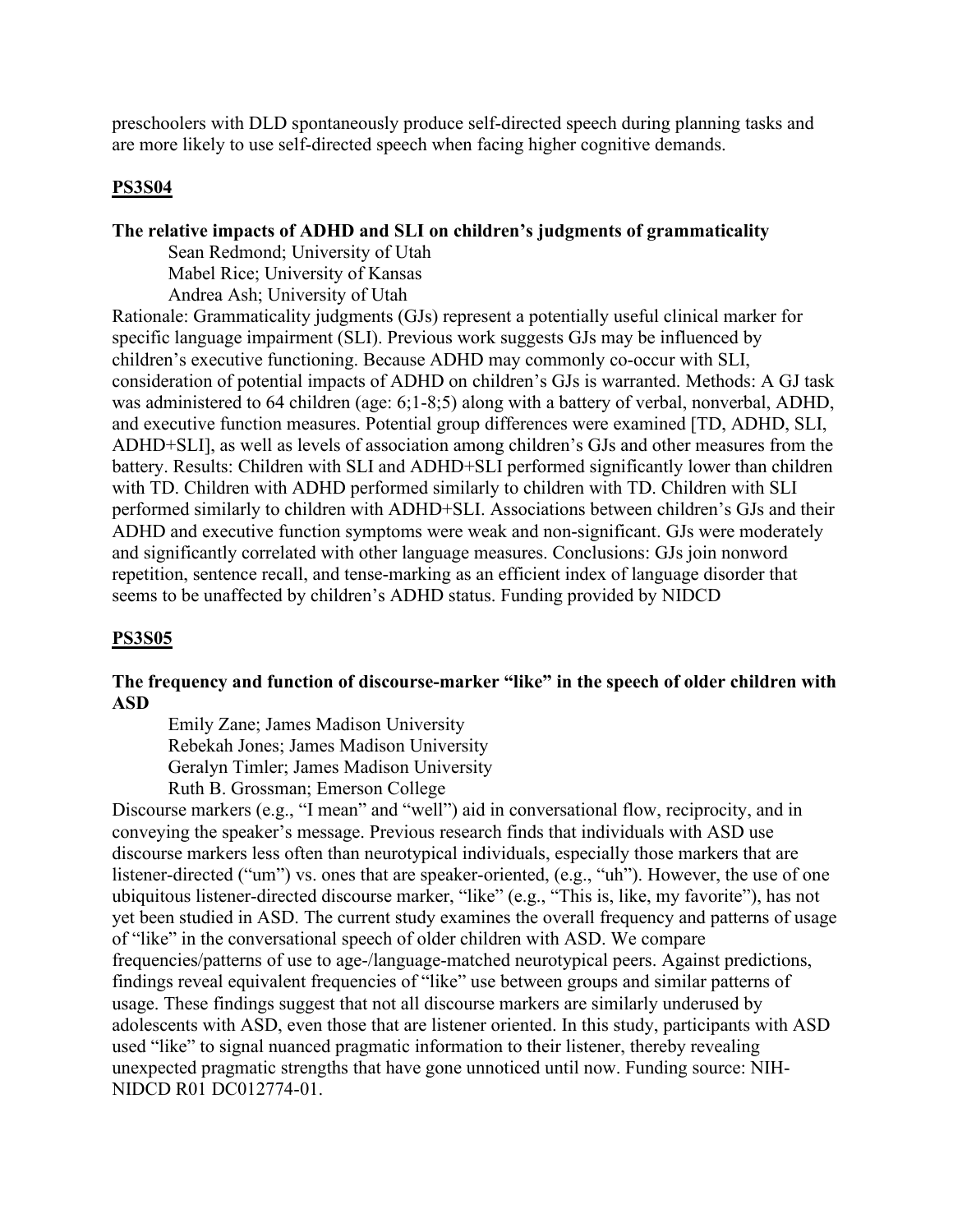preschoolers with DLD spontaneously produce self-directed speech during planning tasks and are more likely to use self-directed speech when facing higher cognitive demands.

## PS3S04

### The relative impacts of ADHD and SLI on children's judgments of grammaticality

Sean Redmond; University of Utah
Mabel Rice; University of Kansas
Andrea Ash; University of Utah

Rationale: Grammaticality judgments (GJs) represent a potentially useful clinical marker for specific language impairment (SLI). Previous work suggests GJs may be influenced by children's executive functioning. Because ADHD may commonly co-occur with SLI, consideration of potential impacts of ADHD on children's GJs is warranted. Methods: A GJ task was administered to 64 children (age: 6;1-8;5) along with a battery of verbal, nonverbal, ADHD, and executive function measures. Potential group differences were examined [TD, ADHD, SLI, ADHD+SLI], as well as levels of association among children's GJs and other measures from the battery. Results: Children with SLI and ADHD+SLI performed significantly lower than children with TD. Children with ADHD performed similarly to children with TD. Children with SLI performed similarly to children with ADHD+SLI. Associations between children's GJs and their ADHD and executive function symptoms were weak and non-significant. GJs were moderately and significantly correlated with other language measures. Conclusions: GJs join nonword repetition, sentence recall, and tense-marking as an efficient index of language disorder that seems to be unaffected by children's ADHD status. Funding provided by NIDCD

## PS3S05

### The frequency and function of discourse-marker "like" in the speech of older children with ASD

Emily Zane; James Madison University
Rebekah Jones; James Madison University
Geralyn Timler; James Madison University
Ruth B. Grossman; Emerson College

Discourse markers (e.g., "I mean" and "well") aid in conversational flow, reciprocity, and in conveying the speaker's message. Previous research finds that individuals with ASD use discourse markers less often than neurotypical individuals, especially those markers that are listener-directed ("um") vs. ones that are speaker-oriented, (e.g., "uh"). However, the use of one ubiquitous listener-directed discourse marker, "like" (e.g., "This is, like, my favorite"), has not yet been studied in ASD. The current study examines the overall frequency and patterns of usage of "like" in the conversational speech of older children with ASD. We compare frequencies/patterns of use to age-/language-matched neurotypical peers. Against predictions, findings reveal equivalent frequencies of "like" use between groups and similar patterns of usage. These findings suggest that not all discourse markers are similarly underused by adolescents with ASD, even those that are listener oriented. In this study, participants with ASD used "like" to signal nuanced pragmatic information to their listener, thereby revealing unexpected pragmatic strengths that have gone unnoticed until now. Funding source: NIH-NIDCD R01 DC012774-01.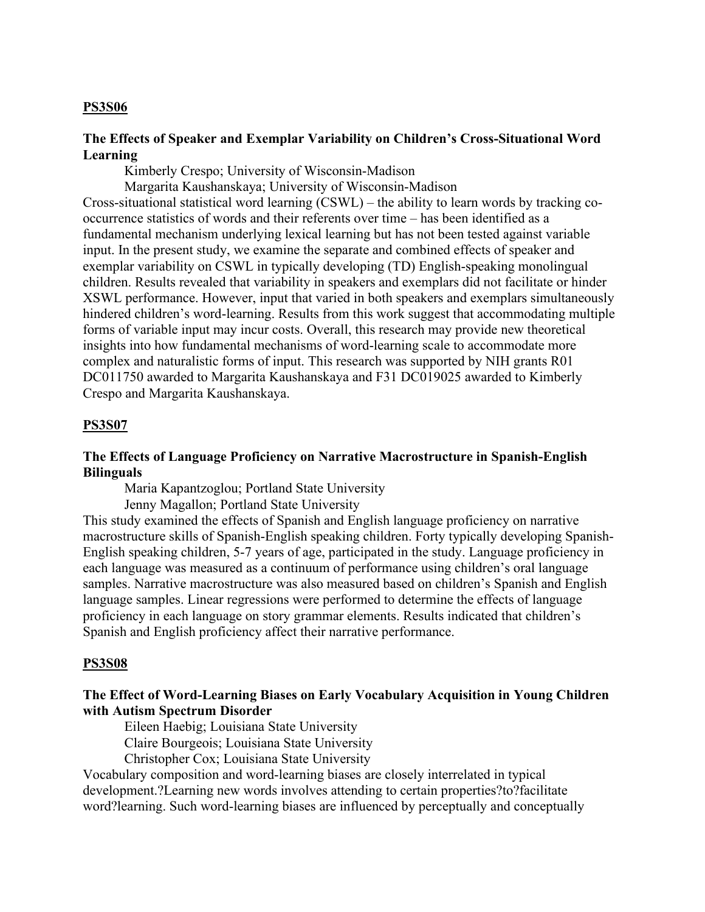**PS3S06**

**The Effects of Speaker and Exemplar Variability on Children's Cross-Situational Word Learning**

Kimberly Crespo; University of Wisconsin-Madison

Margarita Kaushanskaya; University of Wisconsin-Madison

Cross-situational statistical word learning (CSWL) – the ability to learn words by tracking co-occurrence statistics of words and their referents over time – has been identified as a fundamental mechanism underlying lexical learning but has not been tested against variable input. In the present study, we examine the separate and combined effects of speaker and exemplar variability on CSWL in typically developing (TD) English-speaking monolingual children. Results revealed that variability in speakers and exemplars did not facilitate or hinder XSWL performance. However, input that varied in both speakers and exemplars simultaneously hindered children's word-learning. Results from this work suggest that accommodating multiple forms of variable input may incur costs. Overall, this research may provide new theoretical insights into how fundamental mechanisms of word-learning scale to accommodate more complex and naturalistic forms of input. This research was supported by NIH grants R01 DC011750 awarded to Margarita Kaushanskaya and F31 DC019025 awarded to Kimberly Crespo and Margarita Kaushanskaya.

**PS3S07**

**The Effects of Language Proficiency on Narrative Macrostructure in Spanish-English Bilinguals**

Maria Kapantzoglou; Portland State University

Jenny Magallon; Portland State University

This study examined the effects of Spanish and English language proficiency on narrative macrostructure skills of Spanish-English speaking children. Forty typically developing Spanish-English speaking children, 5-7 years of age, participated in the study. Language proficiency in each language was measured as a continuum of performance using children's oral language samples. Narrative macrostructure was also measured based on children's Spanish and English language samples. Linear regressions were performed to determine the effects of language proficiency in each language on story grammar elements. Results indicated that children's Spanish and English proficiency affect their narrative performance.

**PS3S08**

**The Effect of Word-Learning Biases on Early Vocabulary Acquisition in Young Children with Autism Spectrum Disorder**

Eileen Haebig; Louisiana State University

Claire Bourgeois; Louisiana State University

Christopher Cox; Louisiana State University

Vocabulary composition and word-learning biases are closely interrelated in typical development.?Learning new words involves attending to certain properties?to?facilitate word?learning. Such word-learning biases are influenced by perceptually and conceptually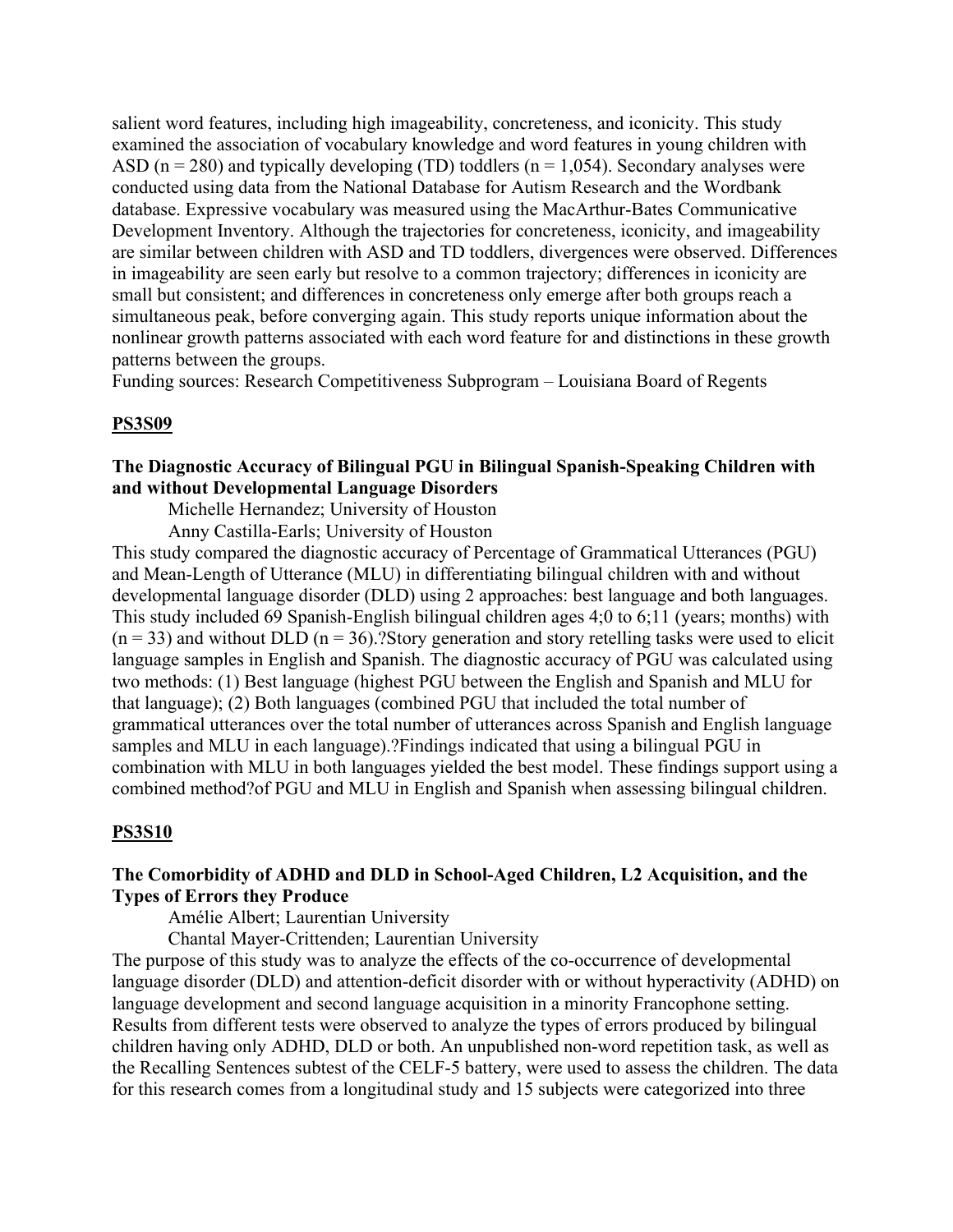salient word features, including high imageability, concreteness, and iconicity. This study examined the association of vocabulary knowledge and word features in young children with ASD (n = 280) and typically developing (TD) toddlers (n = 1,054). Secondary analyses were conducted using data from the National Database for Autism Research and the Wordbank database. Expressive vocabulary was measured using the MacArthur-Bates Communicative Development Inventory. Although the trajectories for concreteness, iconicity, and imageability are similar between children with ASD and TD toddlers, divergences were observed. Differences in imageability are seen early but resolve to a common trajectory; differences in iconicity are small but consistent; and differences in concreteness only emerge after both groups reach a simultaneous peak, before converging again. This study reports unique information about the nonlinear growth patterns associated with each word feature for and distinctions in these growth patterns between the groups.
Funding sources: Research Competitiveness Subprogram – Louisiana Board of Regents

**PS3S09**

**The Diagnostic Accuracy of Bilingual PGU in Bilingual Spanish-Speaking Children with and without Developmental Language Disorders**

Michelle Hernandez; University of Houston
Anny Castilla-Earls; University of Houston

This study compared the diagnostic accuracy of Percentage of Grammatical Utterances (PGU) and Mean-Length of Utterance (MLU) in differentiating bilingual children with and without developmental language disorder (DLD) using 2 approaches: best language and both languages. This study included 69 Spanish-English bilingual children ages 4;0 to 6;11 (years; months) with (n = 33) and without DLD (n = 36).?Story generation and story retelling tasks were used to elicit language samples in English and Spanish. The diagnostic accuracy of PGU was calculated using two methods: (1) Best language (highest PGU between the English and Spanish and MLU for that language); (2) Both languages (combined PGU that included the total number of grammatical utterances over the total number of utterances across Spanish and English language samples and MLU in each language).?Findings indicated that using a bilingual PGU in combination with MLU in both languages yielded the best model. These findings support using a combined method?of PGU and MLU in English and Spanish when assessing bilingual children.

**PS3S10**

**The Comorbidity of ADHD and DLD in School-Aged Children, L2 Acquisition, and the Types of Errors they Produce**

Amélie Albert; Laurentian University
Chantal Mayer-Crittenden; Laurentian University

The purpose of this study was to analyze the effects of the co-occurrence of developmental language disorder (DLD) and attention-deficit disorder with or without hyperactivity (ADHD) on language development and second language acquisition in a minority Francophone setting. Results from different tests were observed to analyze the types of errors produced by bilingual children having only ADHD, DLD or both. An unpublished non-word repetition task, as well as the Recalling Sentences subtest of the CELF-5 battery, were used to assess the children. The data for this research comes from a longitudinal study and 15 subjects were categorized into three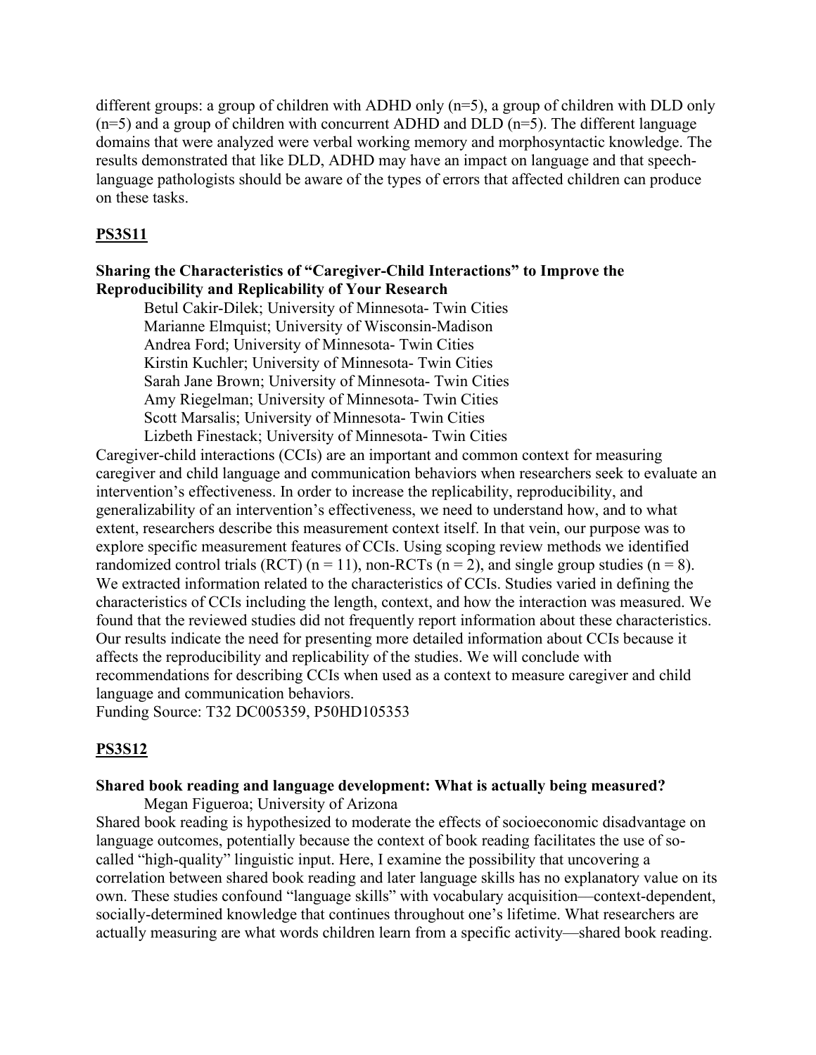different groups: a group of children with ADHD only (n=5), a group of children with DLD only (n=5) and a group of children with concurrent ADHD and DLD (n=5). The different language domains that were analyzed were verbal working memory and morphosyntactic knowledge. The results demonstrated that like DLD, ADHD may have an impact on language and that speech-language pathologists should be aware of the types of errors that affected children can produce on these tasks.

## PS3S11

**Sharing the Characteristics of "Caregiver-Child Interactions" to Improve the Reproducibility and Replicability of Your Research**

Betul Cakir-Dilek; University of Minnesota- Twin Cities
Marianne Elmquist; University of Wisconsin-Madison
Andrea Ford; University of Minnesota- Twin Cities
Kirstin Kuchler; University of Minnesota- Twin Cities
Sarah Jane Brown; University of Minnesota- Twin Cities
Amy Riegelman; University of Minnesota- Twin Cities
Scott Marsalis; University of Minnesota- Twin Cities
Lizbeth Finestack; University of Minnesota- Twin Cities

Caregiver-child interactions (CCIs) are an important and common context for measuring caregiver and child language and communication behaviors when researchers seek to evaluate an intervention's effectiveness. In order to increase the replicability, reproducibility, and generalizability of an intervention's effectiveness, we need to understand how, and to what extent, researchers describe this measurement context itself. In that vein, our purpose was to explore specific measurement features of CCIs. Using scoping review methods we identified randomized control trials (RCT) (n = 11), non-RCTs (n = 2), and single group studies (n = 8). We extracted information related to the characteristics of CCIs. Studies varied in defining the characteristics of CCIs including the length, context, and how the interaction was measured. We found that the reviewed studies did not frequently report information about these characteristics. Our results indicate the need for presenting more detailed information about CCIs because it affects the reproducibility and replicability of the studies. We will conclude with recommendations for describing CCIs when used as a context to measure caregiver and child language and communication behaviors.
Funding Source: T32 DC005359, P50HD105353

## PS3S12

**Shared book reading and language development: What is actually being measured?**

Megan Figueroa; University of Arizona

Shared book reading is hypothesized to moderate the effects of socioeconomic disadvantage on language outcomes, potentially because the context of book reading facilitates the use of so-called "high-quality" linguistic input. Here, I examine the possibility that uncovering a correlation between shared book reading and later language skills has no explanatory value on its own. These studies confound "language skills" with vocabulary acquisition—context-dependent, socially-determined knowledge that continues throughout one's lifetime. What researchers are actually measuring are what words children learn from a specific activity—shared book reading.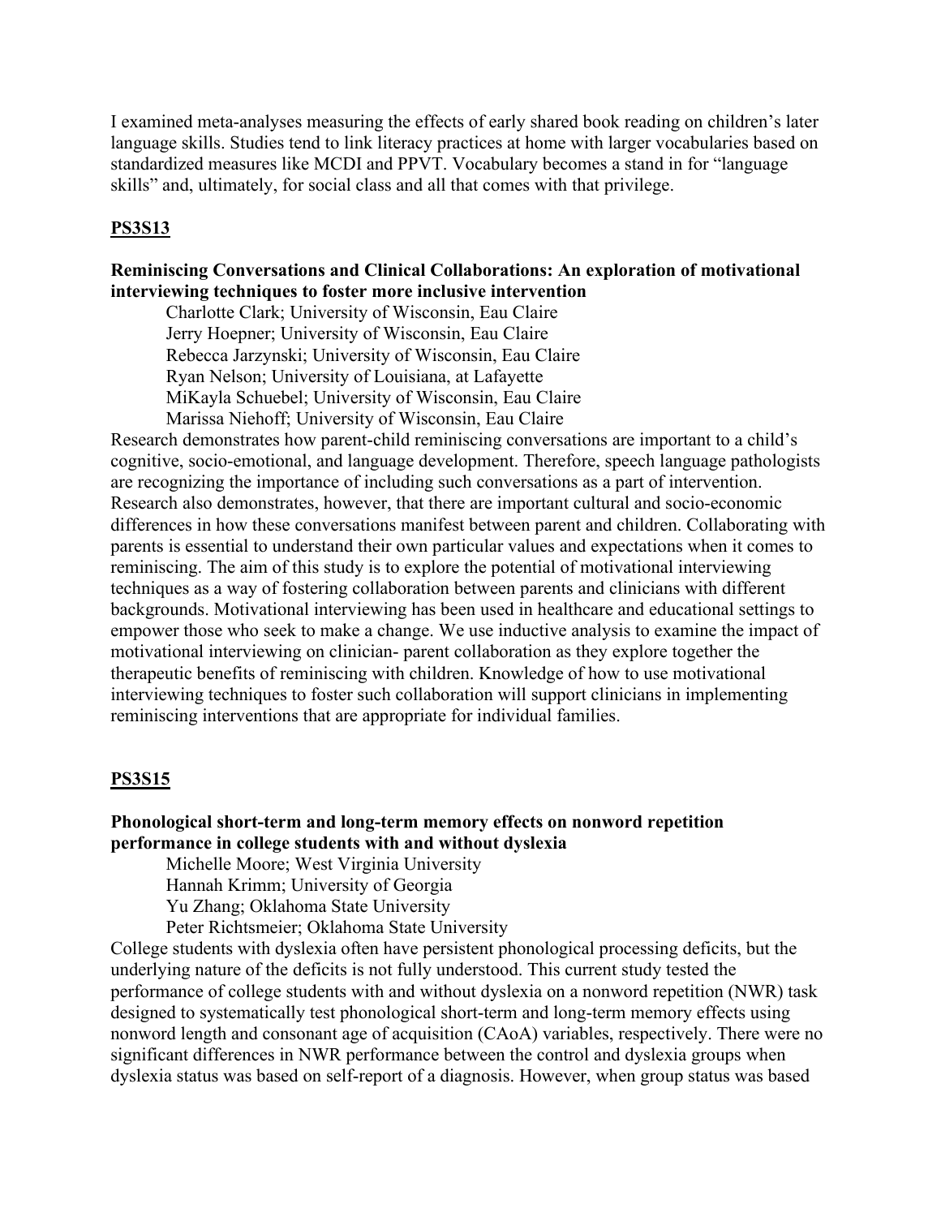I examined meta-analyses measuring the effects of early shared book reading on children's later language skills. Studies tend to link literacy practices at home with larger vocabularies based on standardized measures like MCDI and PPVT. Vocabulary becomes a stand in for "language skills" and, ultimately, for social class and all that comes with that privilege.

## PS3S13

**Reminiscing Conversations and Clinical Collaborations: An exploration of motivational interviewing techniques to foster more inclusive intervention**

Charlotte Clark; University of Wisconsin, Eau Claire
Jerry Hoepner; University of Wisconsin, Eau Claire
Rebecca Jarzynski; University of Wisconsin, Eau Claire
Ryan Nelson; University of Louisiana, at Lafayette
MiKayla Schuebel; University of Wisconsin, Eau Claire
Marissa Niehoff; University of Wisconsin, Eau Claire

Research demonstrates how parent-child reminiscing conversations are important to a child's cognitive, socio-emotional, and language development. Therefore, speech language pathologists are recognizing the importance of including such conversations as a part of intervention. Research also demonstrates, however, that there are important cultural and socio-economic differences in how these conversations manifest between parent and children. Collaborating with parents is essential to understand their own particular values and expectations when it comes to reminiscing. The aim of this study is to explore the potential of motivational interviewing techniques as a way of fostering collaboration between parents and clinicians with different backgrounds. Motivational interviewing has been used in healthcare and educational settings to empower those who seek to make a change. We use inductive analysis to examine the impact of motivational interviewing on clinician- parent collaboration as they explore together the therapeutic benefits of reminiscing with children. Knowledge of how to use motivational interviewing techniques to foster such collaboration will support clinicians in implementing reminiscing interventions that are appropriate for individual families.

## PS3S15

**Phonological short-term and long-term memory effects on nonword repetition performance in college students with and without dyslexia**

Michelle Moore; West Virginia University
Hannah Krimm; University of Georgia
Yu Zhang; Oklahoma State University
Peter Richtsmeier; Oklahoma State University

College students with dyslexia often have persistent phonological processing deficits, but the underlying nature of the deficits is not fully understood. This current study tested the performance of college students with and without dyslexia on a nonword repetition (NWR) task designed to systematically test phonological short-term and long-term memory effects using nonword length and consonant age of acquisition (CAoA) variables, respectively. There were no significant differences in NWR performance between the control and dyslexia groups when dyslexia status was based on self-report of a diagnosis. However, when group status was based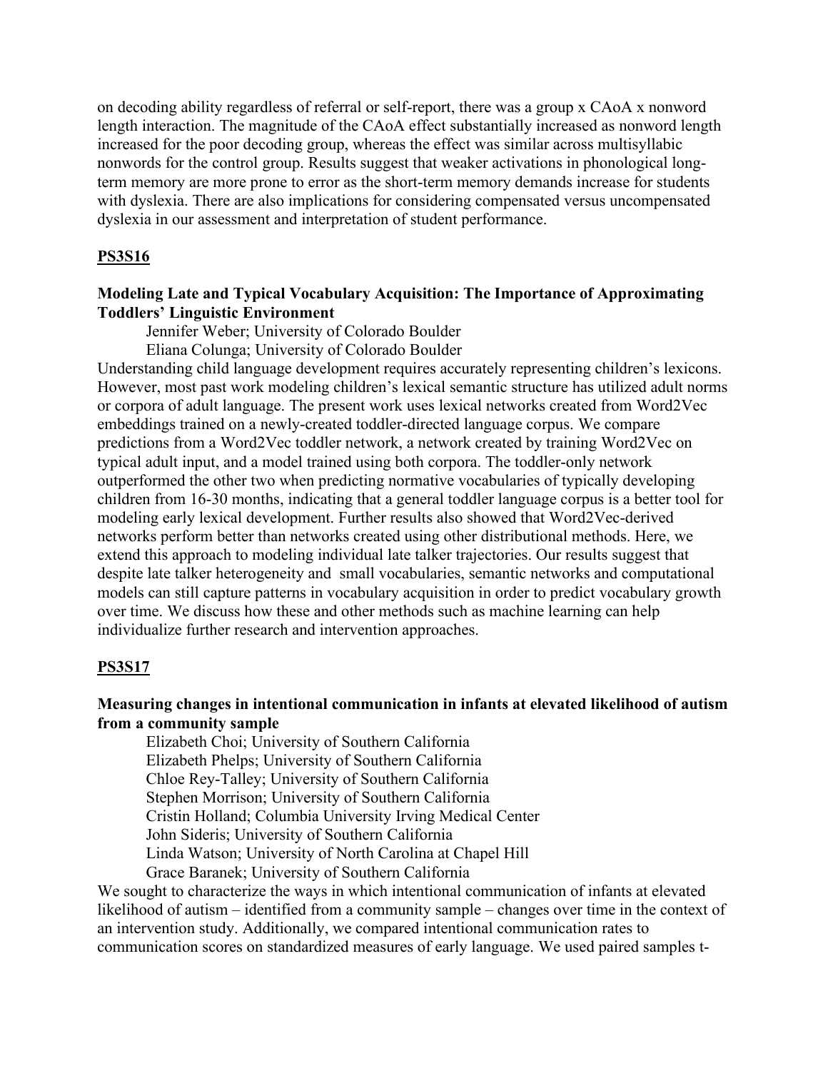on decoding ability regardless of referral or self-report, there was a group x CAoA x nonword length interaction. The magnitude of the CAoA effect substantially increased as nonword length increased for the poor decoding group, whereas the effect was similar across multisyllabic nonwords for the control group. Results suggest that weaker activations in phonological long-term memory are more prone to error as the short-term memory demands increase for students with dyslexia. There are also implications for considering compensated versus uncompensated dyslexia in our assessment and interpretation of student performance.

## PS3S16

### Modeling Late and Typical Vocabulary Acquisition: The Importance of Approximating Toddlers' Linguistic Environment

Jennifer Weber; University of Colorado Boulder
Eliana Colunga; University of Colorado Boulder

Understanding child language development requires accurately representing children's lexicons. However, most past work modeling children's lexical semantic structure has utilized adult norms or corpora of adult language. The present work uses lexical networks created from Word2Vec embeddings trained on a newly-created toddler-directed language corpus. We compare predictions from a Word2Vec toddler network, a network created by training Word2Vec on typical adult input, and a model trained using both corpora. The toddler-only network outperformed the other two when predicting normative vocabularies of typically developing children from 16-30 months, indicating that a general toddler language corpus is a better tool for modeling early lexical development. Further results also showed that Word2Vec-derived networks perform better than networks created using other distributional methods. Here, we extend this approach to modeling individual late talker trajectories. Our results suggest that despite late talker heterogeneity and small vocabularies, semantic networks and computational models can still capture patterns in vocabulary acquisition in order to predict vocabulary growth over time. We discuss how these and other methods such as machine learning can help individualize further research and intervention approaches.

## PS3S17

### Measuring changes in intentional communication in infants at elevated likelihood of autism from a community sample

Elizabeth Choi; University of Southern California
Elizabeth Phelps; University of Southern California
Chloe Rey-Talley; University of Southern California
Stephen Morrison; University of Southern California
Cristin Holland; Columbia University Irving Medical Center
John Sideris; University of Southern California
Linda Watson; University of North Carolina at Chapel Hill
Grace Baranek; University of Southern California

We sought to characterize the ways in which intentional communication of infants at elevated likelihood of autism – identified from a community sample – changes over time in the context of an intervention study. Additionally, we compared intentional communication rates to communication scores on standardized measures of early language. We used paired samples t-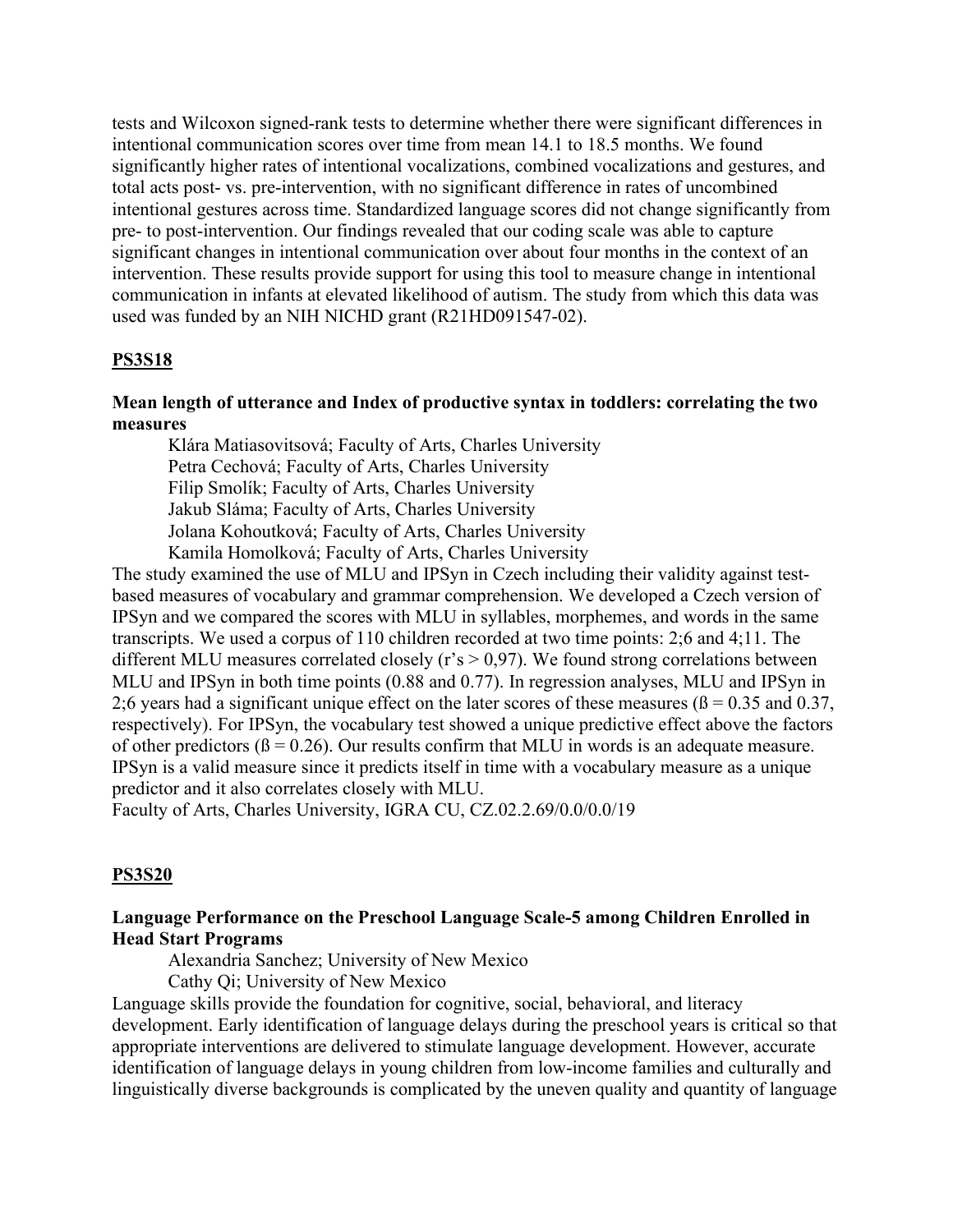tests and Wilcoxon signed-rank tests to determine whether there were significant differences in intentional communication scores over time from mean 14.1 to 18.5 months. We found significantly higher rates of intentional vocalizations, combined vocalizations and gestures, and total acts post- vs. pre-intervention, with no significant difference in rates of uncombined intentional gestures across time. Standardized language scores did not change significantly from pre- to post-intervention. Our findings revealed that our coding scale was able to capture significant changes in intentional communication over about four months in the context of an intervention. These results provide support for using this tool to measure change in intentional communication in infants at elevated likelihood of autism. The study from which this data was used was funded by an NIH NICHD grant (R21HD091547-02).

## PS3S18

### Mean length of utterance and Index of productive syntax in toddlers: correlating the two measures

Klára Matiasovitsová; Faculty of Arts, Charles University
Petra Cechová; Faculty of Arts, Charles University
Filip Smolík; Faculty of Arts, Charles University
Jakub Sláma; Faculty of Arts, Charles University
Jolana Kohoutková; Faculty of Arts, Charles University
Kamila Homolková; Faculty of Arts, Charles University

The study examined the use of MLU and IPSyn in Czech including their validity against test-based measures of vocabulary and grammar comprehension. We developed a Czech version of IPSyn and we compared the scores with MLU in syllables, morphemes, and words in the same transcripts. We used a corpus of 110 children recorded at two time points: 2;6 and 4;11. The different MLU measures correlated closely (r's > 0,97). We found strong correlations between MLU and IPSyn in both time points (0.88 and 0.77). In regression analyses, MLU and IPSyn in 2;6 years had a significant unique effect on the later scores of these measures (ß = 0.35 and 0.37, respectively). For IPSyn, the vocabulary test showed a unique predictive effect above the factors of other predictors (ß = 0.26). Our results confirm that MLU in words is an adequate measure. IPSyn is a valid measure since it predicts itself in time with a vocabulary measure as a unique predictor and it also correlates closely with MLU.
Faculty of Arts, Charles University, IGRA CU, CZ.02.2.69/0.0/0.0/19

## PS3S20

### Language Performance on the Preschool Language Scale-5 among Children Enrolled in Head Start Programs

Alexandria Sanchez; University of New Mexico
Cathy Qi; University of New Mexico

Language skills provide the foundation for cognitive, social, behavioral, and literacy development. Early identification of language delays during the preschool years is critical so that appropriate interventions are delivered to stimulate language development. However, accurate identification of language delays in young children from low-income families and culturally and linguistically diverse backgrounds is complicated by the uneven quality and quantity of language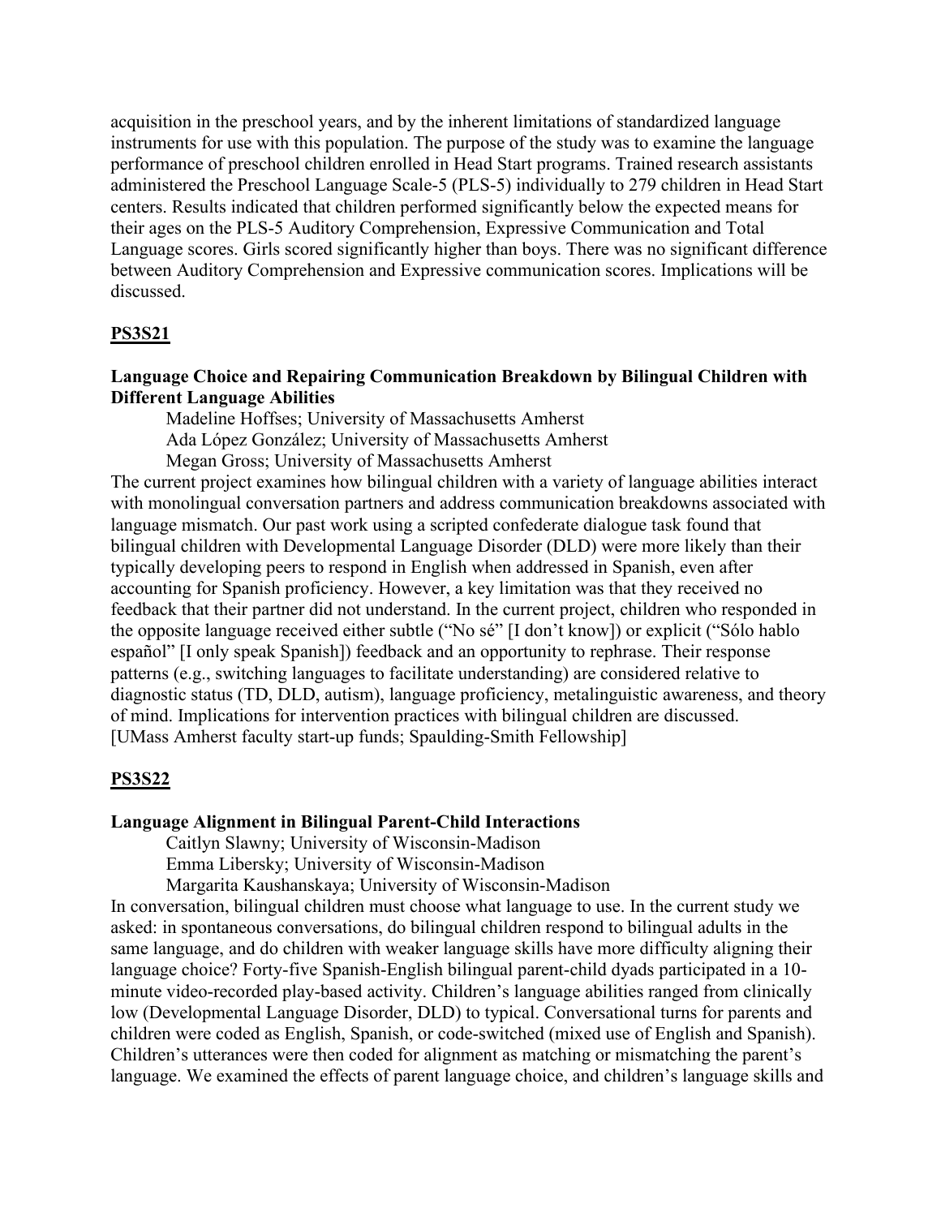acquisition in the preschool years, and by the inherent limitations of standardized language instruments for use with this population. The purpose of the study was to examine the language performance of preschool children enrolled in Head Start programs. Trained research assistants administered the Preschool Language Scale-5 (PLS-5) individually to 279 children in Head Start centers. Results indicated that children performed significantly below the expected means for their ages on the PLS-5 Auditory Comprehension, Expressive Communication and Total Language scores. Girls scored significantly higher than boys. There was no significant difference between Auditory Comprehension and Expressive communication scores. Implications will be discussed.

## PS3S21

### Language Choice and Repairing Communication Breakdown by Bilingual Children with Different Language Abilities

Madeline Hoffses; University of Massachusetts Amherst
Ada López González; University of Massachusetts Amherst
Megan Gross; University of Massachusetts Amherst

The current project examines how bilingual children with a variety of language abilities interact with monolingual conversation partners and address communication breakdowns associated with language mismatch. Our past work using a scripted confederate dialogue task found that bilingual children with Developmental Language Disorder (DLD) were more likely than their typically developing peers to respond in English when addressed in Spanish, even after accounting for Spanish proficiency. However, a key limitation was that they received no feedback that their partner did not understand. In the current project, children who responded in the opposite language received either subtle ("No sé" [I don't know]) or explicit ("Sólo hablo español" [I only speak Spanish]) feedback and an opportunity to rephrase. Their response patterns (e.g., switching languages to facilitate understanding) are considered relative to diagnostic status (TD, DLD, autism), language proficiency, metalinguistic awareness, and theory of mind. Implications for intervention practices with bilingual children are discussed. [UMass Amherst faculty start-up funds; Spaulding-Smith Fellowship]

## PS3S22

### Language Alignment in Bilingual Parent-Child Interactions

Caitlyn Slawny; University of Wisconsin-Madison
Emma Libersky; University of Wisconsin-Madison
Margarita Kaushanskaya; University of Wisconsin-Madison

In conversation, bilingual children must choose what language to use. In the current study we asked: in spontaneous conversations, do bilingual children respond to bilingual adults in the same language, and do children with weaker language skills have more difficulty aligning their language choice? Forty-five Spanish-English bilingual parent-child dyads participated in a 10-minute video-recorded play-based activity. Children's language abilities ranged from clinically low (Developmental Language Disorder, DLD) to typical. Conversational turns for parents and children were coded as English, Spanish, or code-switched (mixed use of English and Spanish). Children's utterances were then coded for alignment as matching or mismatching the parent's language. We examined the effects of parent language choice, and children's language skills and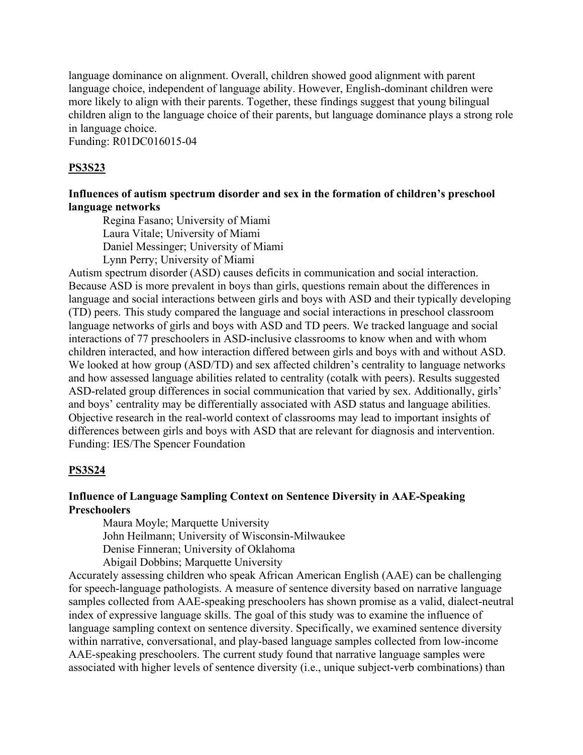language dominance on alignment. Overall, children showed good alignment with parent language choice, independent of language ability. However, English-dominant children were more likely to align with their parents. Together, these findings suggest that young bilingual children align to the language choice of their parents, but language dominance plays a strong role in language choice.
Funding: R01DC016015-04

## PS3S23

### Influences of autism spectrum disorder and sex in the formation of children's preschool language networks

Regina Fasano; University of Miami
Laura Vitale; University of Miami
Daniel Messinger; University of Miami
Lynn Perry; University of Miami

Autism spectrum disorder (ASD) causes deficits in communication and social interaction. Because ASD is more prevalent in boys than girls, questions remain about the differences in language and social interactions between girls and boys with ASD and their typically developing (TD) peers. This study compared the language and social interactions in preschool classroom language networks of girls and boys with ASD and TD peers. We tracked language and social interactions of 77 preschoolers in ASD-inclusive classrooms to know when and with whom children interacted, and how interaction differed between girls and boys with and without ASD. We looked at how group (ASD/TD) and sex affected children's centrality to language networks and how assessed language abilities related to centrality (cotalk with peers). Results suggested ASD-related group differences in social communication that varied by sex. Additionally, girls' and boys' centrality may be differentially associated with ASD status and language abilities. Objective research in the real-world context of classrooms may lead to important insights of differences between girls and boys with ASD that are relevant for diagnosis and intervention.
Funding: IES/The Spencer Foundation

## PS3S24

### Influence of Language Sampling Context on Sentence Diversity in AAE-Speaking Preschoolers

Maura Moyle; Marquette University
John Heilmann; University of Wisconsin-Milwaukee
Denise Finneran; University of Oklahoma
Abigail Dobbins; Marquette University

Accurately assessing children who speak African American English (AAE) can be challenging for speech-language pathologists. A measure of sentence diversity based on narrative language samples collected from AAE-speaking preschoolers has shown promise as a valid, dialect-neutral index of expressive language skills. The goal of this study was to examine the influence of language sampling context on sentence diversity. Specifically, we examined sentence diversity within narrative, conversational, and play-based language samples collected from low-income AAE-speaking preschoolers. The current study found that narrative language samples were associated with higher levels of sentence diversity (i.e., unique subject-verb combinations) than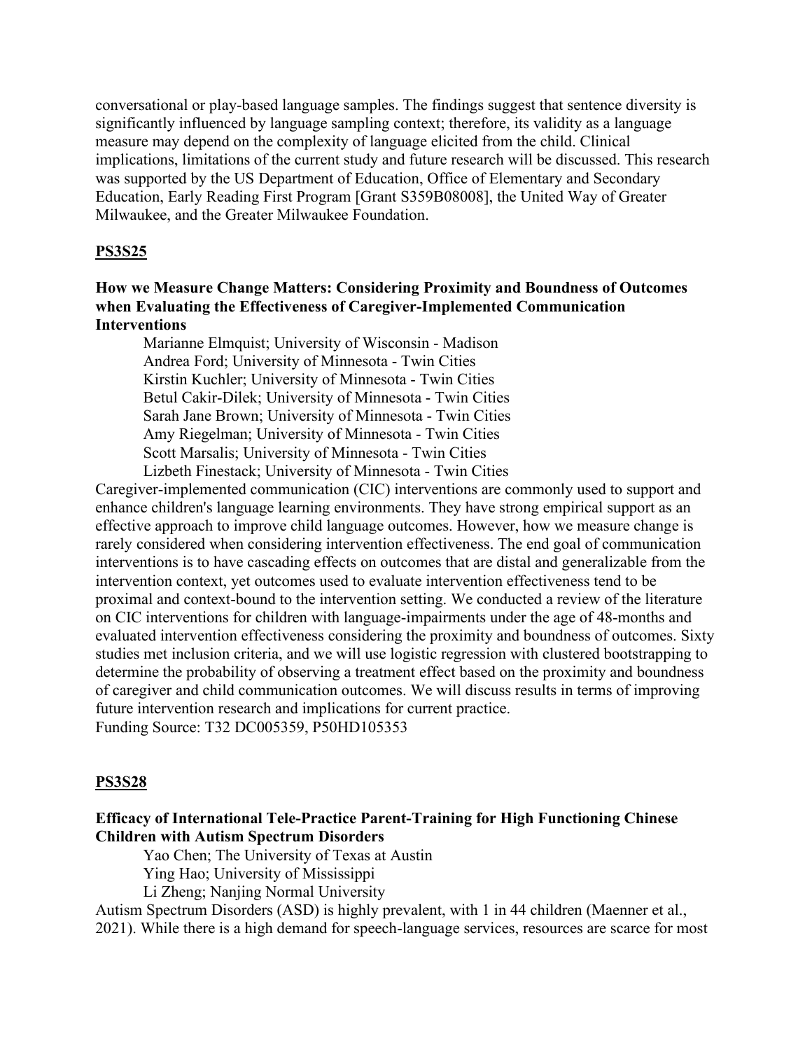conversational or play-based language samples. The findings suggest that sentence diversity is significantly influenced by language sampling context; therefore, its validity as a language measure may depend on the complexity of language elicited from the child. Clinical implications, limitations of the current study and future research will be discussed. This research was supported by the US Department of Education, Office of Elementary and Secondary Education, Early Reading First Program [Grant S359B08008], the United Way of Greater Milwaukee, and the Greater Milwaukee Foundation.

## PS3S25

### How we Measure Change Matters: Considering Proximity and Boundness of Outcomes when Evaluating the Effectiveness of Caregiver-Implemented Communication Interventions

Marianne Elmquist; University of Wisconsin - Madison
Andrea Ford; University of Minnesota - Twin Cities
Kirstin Kuchler; University of Minnesota - Twin Cities
Betul Cakir-Dilek; University of Minnesota - Twin Cities
Sarah Jane Brown; University of Minnesota - Twin Cities
Amy Riegelman; University of Minnesota - Twin Cities
Scott Marsalis; University of Minnesota - Twin Cities
Lizbeth Finestack; University of Minnesota - Twin Cities

Caregiver-implemented communication (CIC) interventions are commonly used to support and enhance children's language learning environments. They have strong empirical support as an effective approach to improve child language outcomes. However, how we measure change is rarely considered when considering intervention effectiveness. The end goal of communication interventions is to have cascading effects on outcomes that are distal and generalizable from the intervention context, yet outcomes used to evaluate intervention effectiveness tend to be proximal and context-bound to the intervention setting. We conducted a review of the literature on CIC interventions for children with language-impairments under the age of 48-months and evaluated intervention effectiveness considering the proximity and boundness of outcomes. Sixty studies met inclusion criteria, and we will use logistic regression with clustered bootstrapping to determine the probability of observing a treatment effect based on the proximity and boundness of caregiver and child communication outcomes. We will discuss results in terms of improving future intervention research and implications for current practice.
Funding Source: T32 DC005359, P50HD105353

## PS3S28

### Efficacy of International Tele-Practice Parent-Training for High Functioning Chinese Children with Autism Spectrum Disorders

Yao Chen; The University of Texas at Austin
Ying Hao; University of Mississippi
Li Zheng; Nanjing Normal University

Autism Spectrum Disorders (ASD) is highly prevalent, with 1 in 44 children (Maenner et al., 2021). While there is a high demand for speech-language services, resources are scarce for most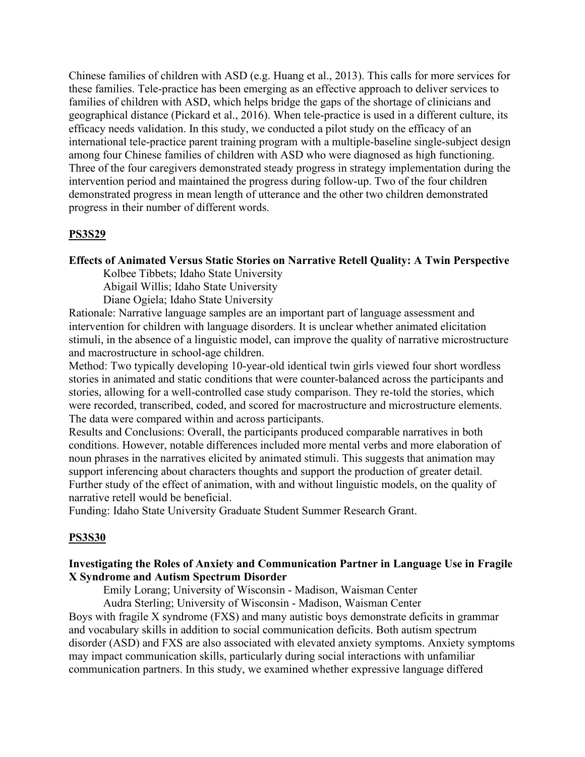Chinese families of children with ASD (e.g. Huang et al., 2013). This calls for more services for these families. Tele-practice has been emerging as an effective approach to deliver services to families of children with ASD, which helps bridge the gaps of the shortage of clinicians and geographical distance (Pickard et al., 2016). When tele-practice is used in a different culture, its efficacy needs validation. In this study, we conducted a pilot study on the efficacy of an international tele-practice parent training program with a multiple-baseline single-subject design among four Chinese families of children with ASD who were diagnosed as high functioning. Three of the four caregivers demonstrated steady progress in strategy implementation during the intervention period and maintained the progress during follow-up. Two of the four children demonstrated progress in mean length of utterance and the other two children demonstrated progress in their number of different words.

**PS3S29**

**Effects of Animated Versus Static Stories on Narrative Retell Quality: A Twin Perspective**

Kolbee Tibbets; Idaho State University
Abigail Willis; Idaho State University
Diane Ogiela; Idaho State University

Rationale: Narrative language samples are an important part of language assessment and intervention for children with language disorders. It is unclear whether animated elicitation stimuli, in the absence of a linguistic model, can improve the quality of narrative microstructure and macrostructure in school-age children.

Method: Two typically developing 10-year-old identical twin girls viewed four short wordless stories in animated and static conditions that were counter-balanced across the participants and stories, allowing for a well-controlled case study comparison. They re-told the stories, which were recorded, transcribed, coded, and scored for macrostructure and microstructure elements. The data were compared within and across participants.

Results and Conclusions: Overall, the participants produced comparable narratives in both conditions. However, notable differences included more mental verbs and more elaboration of noun phrases in the narratives elicited by animated stimuli. This suggests that animation may support inferencing about characters thoughts and support the production of greater detail. Further study of the effect of animation, with and without linguistic models, on the quality of narrative retell would be beneficial.

Funding: Idaho State University Graduate Student Summer Research Grant.

**PS3S30**

**Investigating the Roles of Anxiety and Communication Partner in Language Use in Fragile X Syndrome and Autism Spectrum Disorder**

Emily Lorang; University of Wisconsin - Madison, Waisman Center
Audra Sterling; University of Wisconsin - Madison, Waisman Center

Boys with fragile X syndrome (FXS) and many autistic boys demonstrate deficits in grammar and vocabulary skills in addition to social communication deficits. Both autism spectrum disorder (ASD) and FXS are also associated with elevated anxiety symptoms. Anxiety symptoms may impact communication skills, particularly during social interactions with unfamiliar communication partners. In this study, we examined whether expressive language differed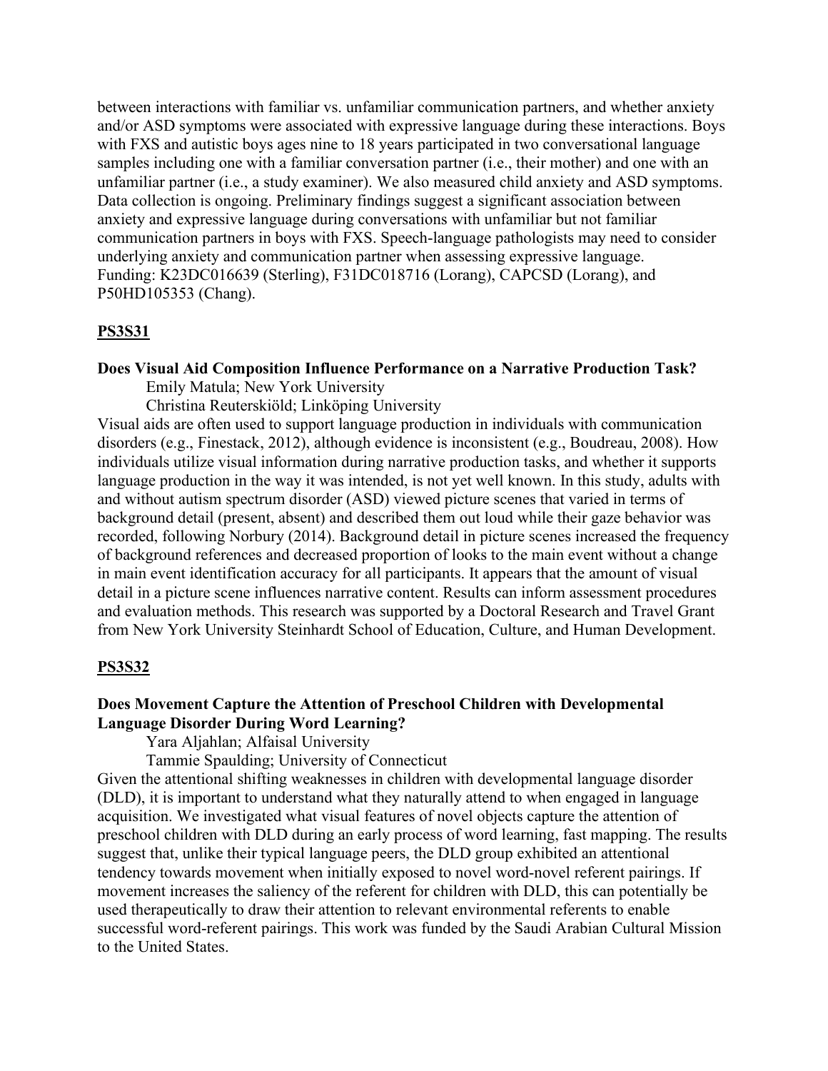between interactions with familiar vs. unfamiliar communication partners, and whether anxiety and/or ASD symptoms were associated with expressive language during these interactions. Boys with FXS and autistic boys ages nine to 18 years participated in two conversational language samples including one with a familiar conversation partner (i.e., their mother) and one with an unfamiliar partner (i.e., a study examiner). We also measured child anxiety and ASD symptoms. Data collection is ongoing. Preliminary findings suggest a significant association between anxiety and expressive language during conversations with unfamiliar but not familiar communication partners in boys with FXS. Speech-language pathologists may need to consider underlying anxiety and communication partner when assessing expressive language. Funding: K23DC016639 (Sterling), F31DC018716 (Lorang), CAPCSD (Lorang), and P50HD105353 (Chang).

## PS3S31

**Does Visual Aid Composition Influence Performance on a Narrative Production Task?**

Emily Matula; New York University

Christina Reuterskiöld; Linköping University

Visual aids are often used to support language production in individuals with communication disorders (e.g., Finestack, 2012), although evidence is inconsistent (e.g., Boudreau, 2008). How individuals utilize visual information during narrative production tasks, and whether it supports language production in the way it was intended, is not yet well known. In this study, adults with and without autism spectrum disorder (ASD) viewed picture scenes that varied in terms of background detail (present, absent) and described them out loud while their gaze behavior was recorded, following Norbury (2014). Background detail in picture scenes increased the frequency of background references and decreased proportion of looks to the main event without a change in main event identification accuracy for all participants. It appears that the amount of visual detail in a picture scene influences narrative content. Results can inform assessment procedures and evaluation methods. This research was supported by a Doctoral Research and Travel Grant from New York University Steinhardt School of Education, Culture, and Human Development.

## PS3S32

**Does Movement Capture the Attention of Preschool Children with Developmental Language Disorder During Word Learning?**

Yara Aljahlan; Alfaisal University

Tammie Spaulding; University of Connecticut

Given the attentional shifting weaknesses in children with developmental language disorder (DLD), it is important to understand what they naturally attend to when engaged in language acquisition. We investigated what visual features of novel objects capture the attention of preschool children with DLD during an early process of word learning, fast mapping. The results suggest that, unlike their typical language peers, the DLD group exhibited an attentional tendency towards movement when initially exposed to novel word-novel referent pairings. If movement increases the saliency of the referent for children with DLD, this can potentially be used therapeutically to draw their attention to relevant environmental referents to enable successful word-referent pairings. This work was funded by the Saudi Arabian Cultural Mission to the United States.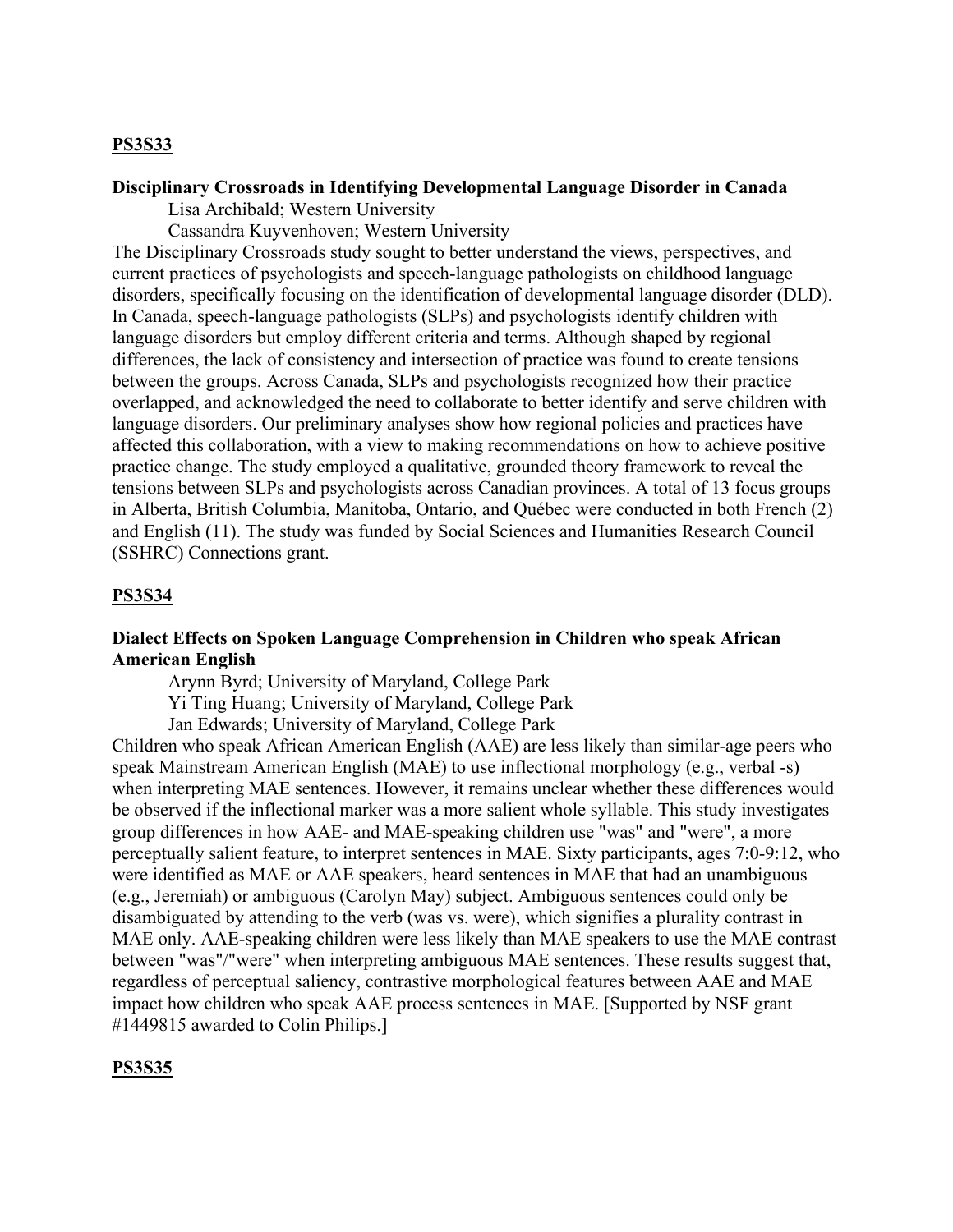**PS3S33**

**Disciplinary Crossroads in Identifying Developmental Language Disorder in Canada**

Lisa Archibald; Western University
Cassandra Kuyvenhoven; Western University

The Disciplinary Crossroads study sought to better understand the views, perspectives, and current practices of psychologists and speech-language pathologists on childhood language disorders, specifically focusing on the identification of developmental language disorder (DLD). In Canada, speech-language pathologists (SLPs) and psychologists identify children with language disorders but employ different criteria and terms. Although shaped by regional differences, the lack of consistency and intersection of practice was found to create tensions between the groups. Across Canada, SLPs and psychologists recognized how their practice overlapped, and acknowledged the need to collaborate to better identify and serve children with language disorders. Our preliminary analyses show how regional policies and practices have affected this collaboration, with a view to making recommendations on how to achieve positive practice change. The study employed a qualitative, grounded theory framework to reveal the tensions between SLPs and psychologists across Canadian provinces. A total of 13 focus groups in Alberta, British Columbia, Manitoba, Ontario, and Québec were conducted in both French (2) and English (11). The study was funded by Social Sciences and Humanities Research Council (SSHRC) Connections grant.

**PS3S34**

**Dialect Effects on Spoken Language Comprehension in Children who speak African American English**

Arynn Byrd; University of Maryland, College Park
Yi Ting Huang; University of Maryland, College Park
Jan Edwards; University of Maryland, College Park

Children who speak African American English (AAE) are less likely than similar-age peers who speak Mainstream American English (MAE) to use inflectional morphology (e.g., verbal -s) when interpreting MAE sentences. However, it remains unclear whether these differences would be observed if the inflectional marker was a more salient whole syllable. This study investigates group differences in how AAE- and MAE-speaking children use "was" and "were", a more perceptually salient feature, to interpret sentences in MAE. Sixty participants, ages 7:0-9:12, who were identified as MAE or AAE speakers, heard sentences in MAE that had an unambiguous (e.g., Jeremiah) or ambiguous (Carolyn May) subject. Ambiguous sentences could only be disambiguated by attending to the verb (was vs. were), which signifies a plurality contrast in MAE only. AAE-speaking children were less likely than MAE speakers to use the MAE contrast between "was"/"were" when interpreting ambiguous MAE sentences. These results suggest that, regardless of perceptual saliency, contrastive morphological features between AAE and MAE impact how children who speak AAE process sentences in MAE. [Supported by NSF grant #1449815 awarded to Colin Philips.]

**PS3S35**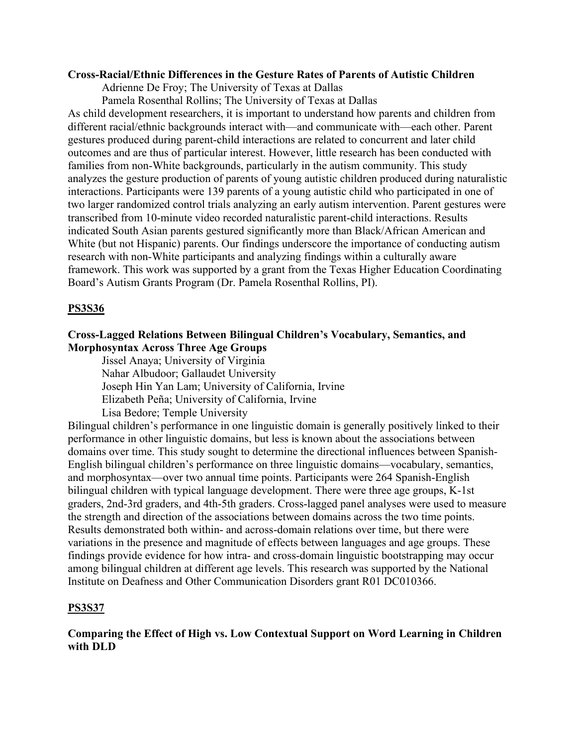**Cross-Racial/Ethnic Differences in the Gesture Rates of Parents of Autistic Children**

Adrienne De Froy; The University of Texas at Dallas

Pamela Rosenthal Rollins; The University of Texas at Dallas

As child development researchers, it is important to understand how parents and children from different racial/ethnic backgrounds interact with—and communicate with—each other. Parent gestures produced during parent-child interactions are related to concurrent and later child outcomes and are thus of particular interest. However, little research has been conducted with families from non-White backgrounds, particularly in the autism community. This study analyzes the gesture production of parents of young autistic children produced during naturalistic interactions. Participants were 139 parents of a young autistic child who participated in one of two larger randomized control trials analyzing an early autism intervention. Parent gestures were transcribed from 10-minute video recorded naturalistic parent-child interactions. Results indicated South Asian parents gestured significantly more than Black/African American and White (but not Hispanic) parents. Our findings underscore the importance of conducting autism research with non-White participants and analyzing findings within a culturally aware framework. This work was supported by a grant from the Texas Higher Education Coordinating Board's Autism Grants Program (Dr. Pamela Rosenthal Rollins, PI).

**PS3S36**

**Cross-Lagged Relations Between Bilingual Children's Vocabulary, Semantics, and Morphosyntax Across Three Age Groups**

Jissel Anaya; University of Virginia

Nahar Albudoor; Gallaudet University

Joseph Hin Yan Lam; University of California, Irvine

Elizabeth Peña; University of California, Irvine

Lisa Bedore; Temple University

Bilingual children's performance in one linguistic domain is generally positively linked to their performance in other linguistic domains, but less is known about the associations between domains over time. This study sought to determine the directional influences between Spanish-English bilingual children's performance on three linguistic domains—vocabulary, semantics, and morphosyntax—over two annual time points. Participants were 264 Spanish-English bilingual children with typical language development. There were three age groups, K-1st graders, 2nd-3rd graders, and 4th-5th graders. Cross-lagged panel analyses were used to measure the strength and direction of the associations between domains across the two time points. Results demonstrated both within- and across-domain relations over time, but there were variations in the presence and magnitude of effects between languages and age groups. These findings provide evidence for how intra- and cross-domain linguistic bootstrapping may occur among bilingual children at different age levels. This research was supported by the National Institute on Deafness and Other Communication Disorders grant R01 DC010366.

**PS3S37**

**Comparing the Effect of High vs. Low Contextual Support on Word Learning in Children with DLD**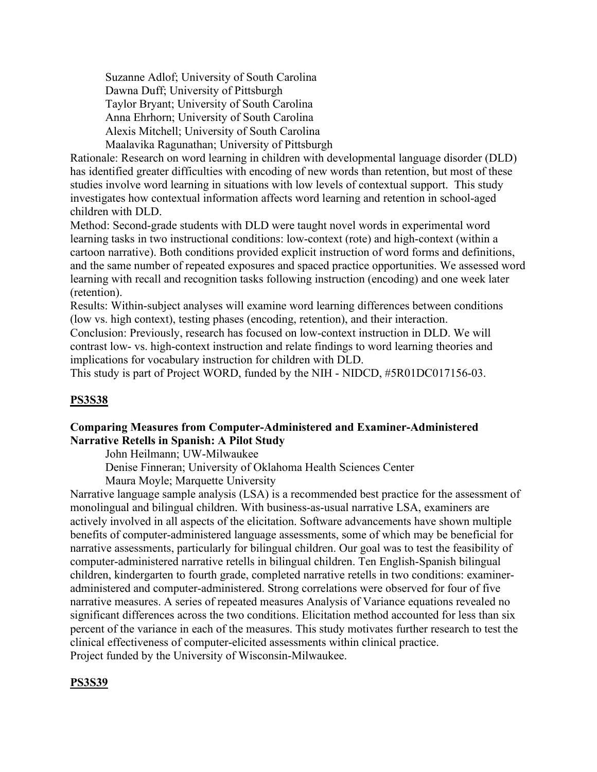Suzanne Adlof; University of South Carolina
Dawna Duff; University of Pittsburgh
Taylor Bryant; University of South Carolina
Anna Ehrhorn; University of South Carolina
Alexis Mitchell; University of South Carolina
Maalavika Ragunathan; University of Pittsburgh

Rationale: Research on word learning in children with developmental language disorder (DLD) has identified greater difficulties with encoding of new words than retention, but most of these studies involve word learning in situations with low levels of contextual support. This study investigates how contextual information affects word learning and retention in school-aged children with DLD.

Method: Second-grade students with DLD were taught novel words in experimental word learning tasks in two instructional conditions: low-context (rote) and high-context (within a cartoon narrative). Both conditions provided explicit instruction of word forms and definitions, and the same number of repeated exposures and spaced practice opportunities. We assessed word learning with recall and recognition tasks following instruction (encoding) and one week later (retention).

Results: Within-subject analyses will examine word learning differences between conditions (low vs. high context), testing phases (encoding, retention), and their interaction.

Conclusion: Previously, research has focused on low-context instruction in DLD. We will contrast low- vs. high-context instruction and relate findings to word learning theories and implications for vocabulary instruction for children with DLD.

This study is part of Project WORD, funded by the NIH - NIDCD, #5R01DC017156-03.

## PS3S38

**Comparing Measures from Computer-Administered and Examiner-Administered Narrative Retells in Spanish: A Pilot Study**

John Heilmann; UW-Milwaukee
Denise Finneran; University of Oklahoma Health Sciences Center
Maura Moyle; Marquette University

Narrative language sample analysis (LSA) is a recommended best practice for the assessment of monolingual and bilingual children. With business-as-usual narrative LSA, examiners are actively involved in all aspects of the elicitation. Software advancements have shown multiple benefits of computer-administered language assessments, some of which may be beneficial for narrative assessments, particularly for bilingual children. Our goal was to test the feasibility of computer-administered narrative retells in bilingual children. Ten English-Spanish bilingual children, kindergarten to fourth grade, completed narrative retells in two conditions: examiner-administered and computer-administered. Strong correlations were observed for four of five narrative measures. A series of repeated measures Analysis of Variance equations revealed no significant differences across the two conditions. Elicitation method accounted for less than six percent of the variance in each of the measures. This study motivates further research to test the clinical effectiveness of computer-elicited assessments within clinical practice.

Project funded by the University of Wisconsin-Milwaukee.

## PS3S39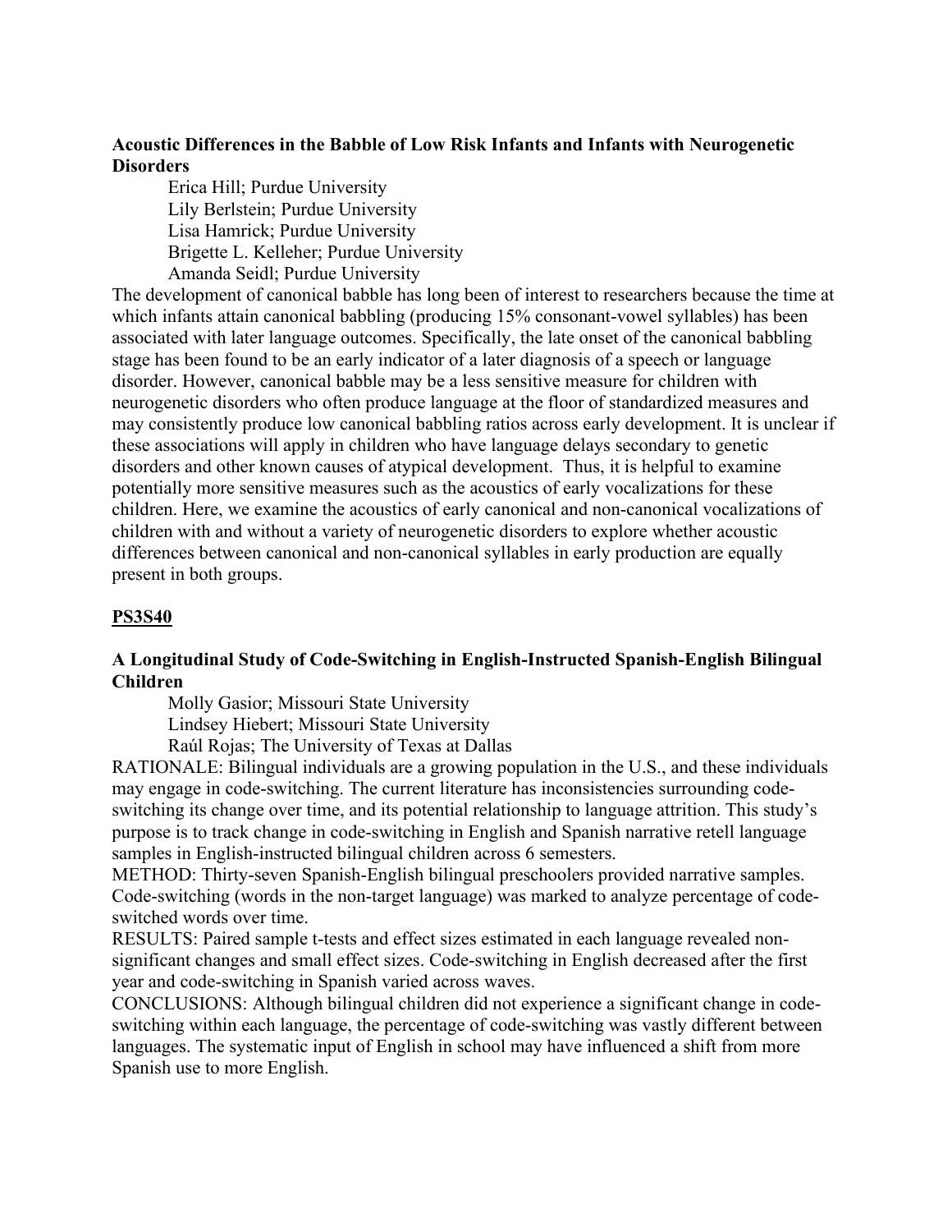**Acoustic Differences in the Babble of Low Risk Infants and Infants with Neurogenetic Disorders**

Erica Hill; Purdue University
Lily Berlstein; Purdue University
Lisa Hamrick; Purdue University
Brigette L. Kelleher; Purdue University
Amanda Seidl; Purdue University

The development of canonical babble has long been of interest to researchers because the time at which infants attain canonical babbling (producing 15% consonant-vowel syllables) has been associated with later language outcomes. Specifically, the late onset of the canonical babbling stage has been found to be an early indicator of a later diagnosis of a speech or language disorder. However, canonical babble may be a less sensitive measure for children with neurogenetic disorders who often produce language at the floor of standardized measures and may consistently produce low canonical babbling ratios across early development. It is unclear if these associations will apply in children who have language delays secondary to genetic disorders and other known causes of atypical development. Thus, it is helpful to examine potentially more sensitive measures such as the acoustics of early vocalizations for these children. Here, we examine the acoustics of early canonical and non-canonical vocalizations of children with and without a variety of neurogenetic disorders to explore whether acoustic differences between canonical and non-canonical syllables in early production are equally present in both groups.

**PS3S40**

**A Longitudinal Study of Code-Switching in English-Instructed Spanish-English Bilingual Children**

Molly Gasior; Missouri State University
Lindsey Hiebert; Missouri State University
Raúl Rojas; The University of Texas at Dallas

RATIONALE: Bilingual individuals are a growing population in the U.S., and these individuals may engage in code-switching. The current literature has inconsistencies surrounding code-switching its change over time, and its potential relationship to language attrition. This study's purpose is to track change in code-switching in English and Spanish narrative retell language samples in English-instructed bilingual children across 6 semesters.

METHOD: Thirty-seven Spanish-English bilingual preschoolers provided narrative samples. Code-switching (words in the non-target language) was marked to analyze percentage of code-switched words over time.

RESULTS: Paired sample t-tests and effect sizes estimated in each language revealed non-significant changes and small effect sizes. Code-switching in English decreased after the first year and code-switching in Spanish varied across waves.

CONCLUSIONS: Although bilingual children did not experience a significant change in code-switching within each language, the percentage of code-switching was vastly different between languages. The systematic input of English in school may have influenced a shift from more Spanish use to more English.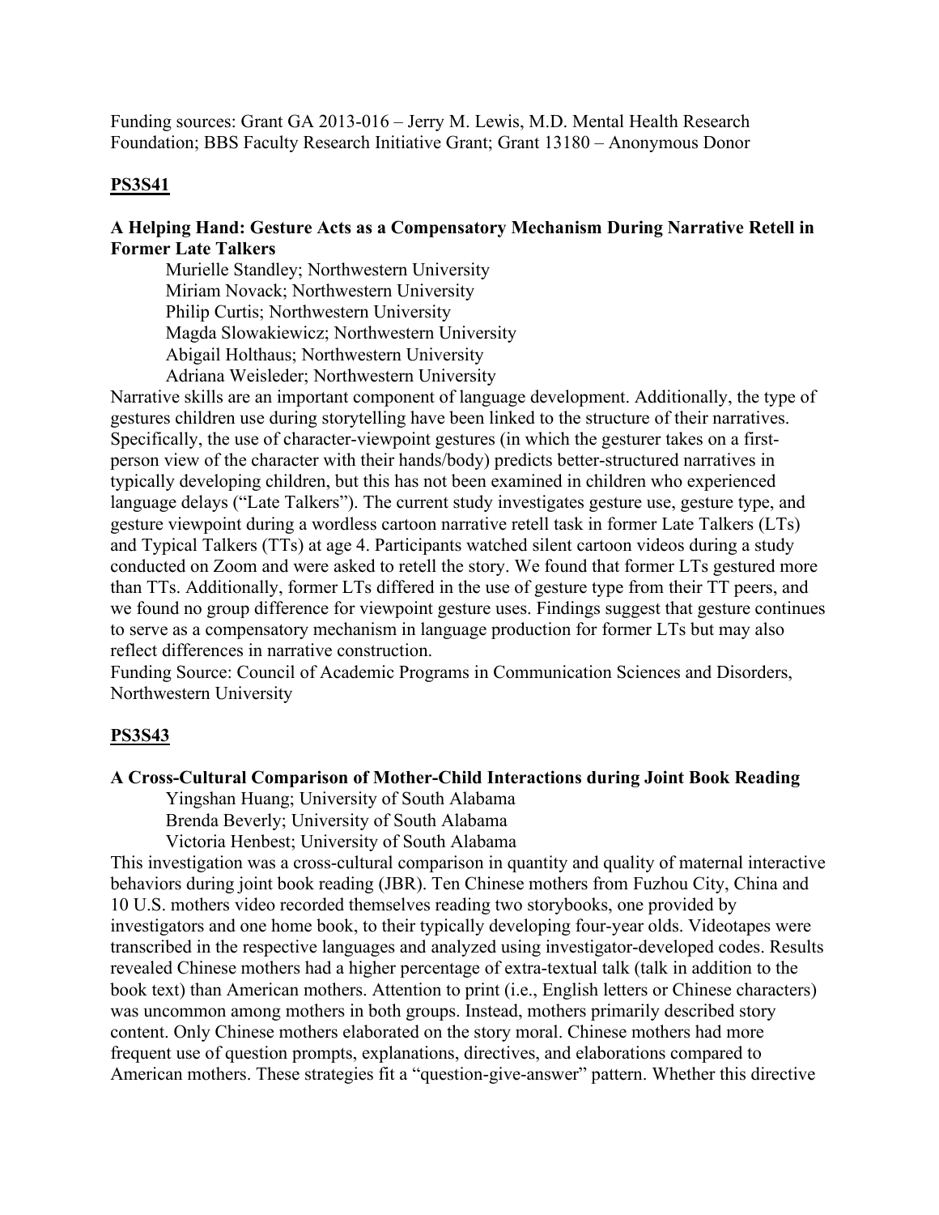Funding sources: Grant GA 2013-016 – Jerry M. Lewis, M.D. Mental Health Research Foundation; BBS Faculty Research Initiative Grant; Grant 13180 – Anonymous Donor

## PS3S41

### A Helping Hand: Gesture Acts as a Compensatory Mechanism During Narrative Retell in Former Late Talkers

Murielle Standley; Northwestern University
Miriam Novack; Northwestern University
Philip Curtis; Northwestern University
Magda Slowakiewicz; Northwestern University
Abigail Holthaus; Northwestern University
Adriana Weisleder; Northwestern University

Narrative skills are an important component of language development. Additionally, the type of gestures children use during storytelling have been linked to the structure of their narratives. Specifically, the use of character-viewpoint gestures (in which the gesturer takes on a first-person view of the character with their hands/body) predicts better-structured narratives in typically developing children, but this has not been examined in children who experienced language delays ("Late Talkers"). The current study investigates gesture use, gesture type, and gesture viewpoint during a wordless cartoon narrative retell task in former Late Talkers (LTs) and Typical Talkers (TTs) at age 4. Participants watched silent cartoon videos during a study conducted on Zoom and were asked to retell the story. We found that former LTs gestured more than TTs. Additionally, former LTs differed in the use of gesture type from their TT peers, and we found no group difference for viewpoint gesture uses. Findings suggest that gesture continues to serve as a compensatory mechanism in language production for former LTs but may also reflect differences in narrative construction.

Funding Source: Council of Academic Programs in Communication Sciences and Disorders, Northwestern University

## PS3S43

### A Cross-Cultural Comparison of Mother-Child Interactions during Joint Book Reading

Yingshan Huang; University of South Alabama
Brenda Beverly; University of South Alabama
Victoria Henbest; University of South Alabama

This investigation was a cross-cultural comparison in quantity and quality of maternal interactive behaviors during joint book reading (JBR). Ten Chinese mothers from Fuzhou City, China and 10 U.S. mothers video recorded themselves reading two storybooks, one provided by investigators and one home book, to their typically developing four-year olds. Videotapes were transcribed in the respective languages and analyzed using investigator-developed codes. Results revealed Chinese mothers had a higher percentage of extra-textual talk (talk in addition to the book text) than American mothers. Attention to print (i.e., English letters or Chinese characters) was uncommon among mothers in both groups. Instead, mothers primarily described story content. Only Chinese mothers elaborated on the story moral. Chinese mothers had more frequent use of question prompts, explanations, directives, and elaborations compared to American mothers. These strategies fit a "question-give-answer" pattern. Whether this directive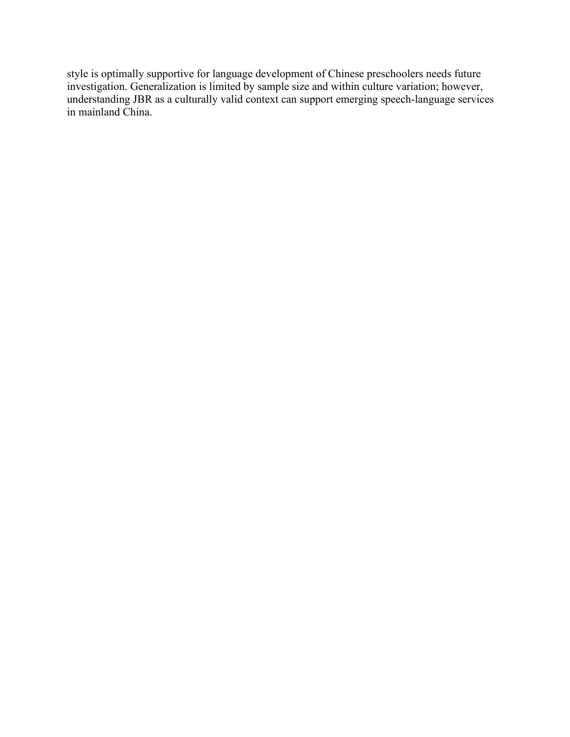style is optimally supportive for language development of Chinese preschoolers needs future investigation. Generalization is limited by sample size and within culture variation; however, understanding JBR as a culturally valid context can support emerging speech-language services in mainland China.